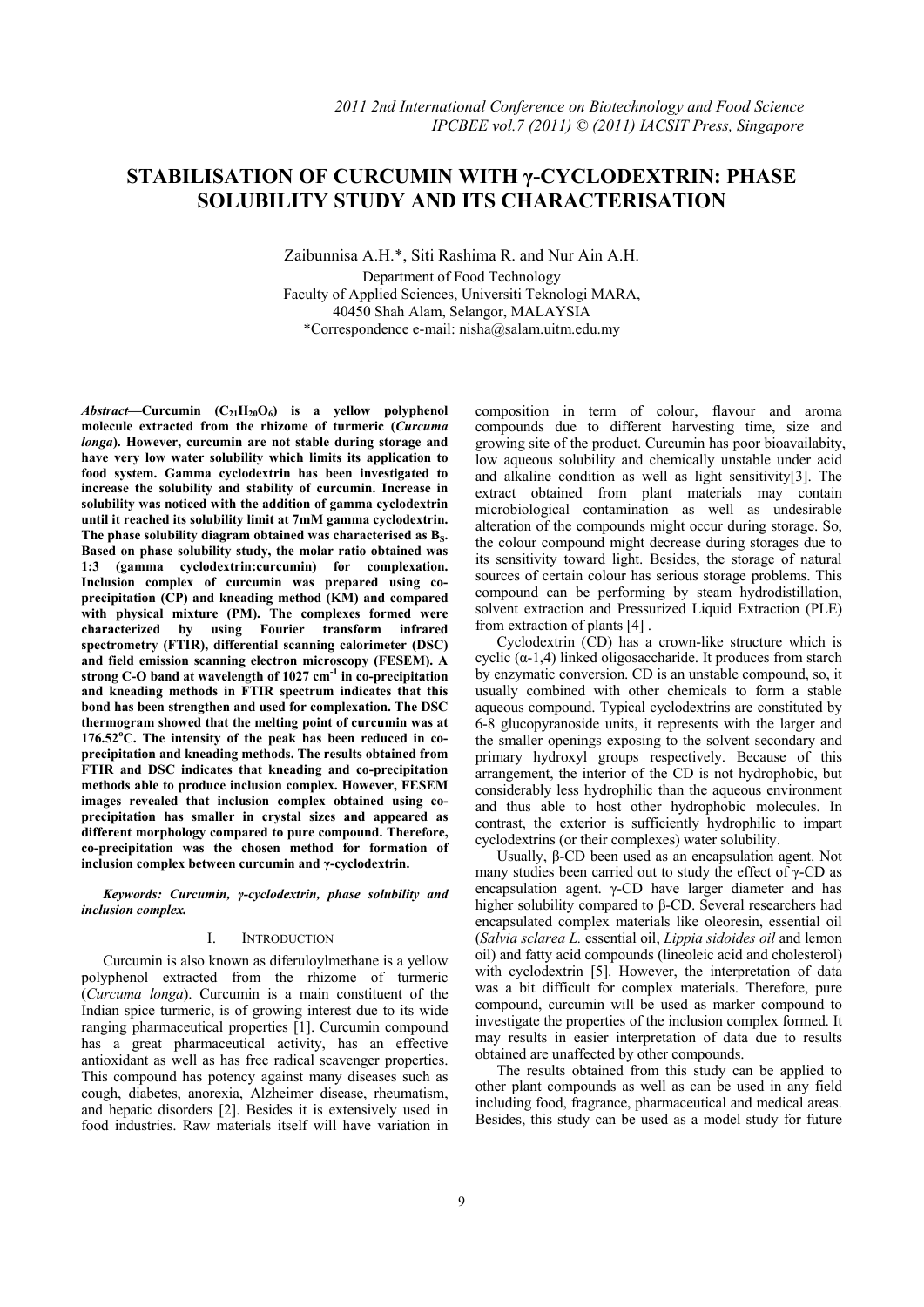# STABILISATION OF CURCUMIN WITH γ-CYCLODEXTRIN: PHASE SOLUBILITY STUDY AND ITS CHARACTERISATION

Zaibunnisa A.H.*, Siti Rashima R. and Nur Ain A.H.

Department of Food Technology
Faculty of Applied Sciences, Universiti Teknologi MARA,
40450 Shah Alam, Selangor, MALAYSIA
*Correspondence e-mail: nisha@salam.uitm.edu.my

***Abstract*—Curcumin ($C_{21}H_{20}O_6$) is a yellow polyphenol molecule extracted from the rhizome of turmeric (*Curcuma longa*). However, curcumin are not stable during storage and have very low water solubility which limits its application to food system. Gamma cyclodextrin has been investigated to increase the solubility and stability of curcumin. Increase in solubility was noticed with the addition of gamma cyclodextrin until it reached its solubility limit at 7mM gamma cyclodextrin. The phase solubility diagram obtained was characterised as $B_S$. Based on phase solubility study, the molar ratio obtained was 1:3 (gamma cyclodextrin:curcumin) for complexation. Inclusion complex of curcumin was prepared using co-precipitation (CP) and kneading method (KM) and compared with physical mixture (PM). The complexes formed were characterized by using Fourier transform infrared spectrometry (FTIR), differential scanning calorimeter (DSC) and field emission scanning electron microscopy (FESEM). A strong C-O band at wavelength of 1027 $cm^{-1}$ in co-precipitation and kneading methods in FTIR spectrum indicates that this bond has been strengthen and used for complexation. The DSC thermogram showed that the melting point of curcumin was at 176.52°C. The intensity of the peak has been reduced in co-precipitation and kneading methods. The results obtained from FTIR and DSC indicates that kneading and co-precipitation methods able to produce inclusion complex. However, FESEM images revealed that inclusion complex obtained using co-precipitation has smaller in crystal sizes and appeared as different morphology compared to pure compound. Therefore, co-precipitation was the chosen method for formation of inclusion complex between curcumin and γ-cyclodextrin.**

***Keywords: Curcumin, γ-cyclodextrin, phase solubility and inclusion complex.***

## I. INTRODUCTION

Curcumin is also known as diferuloylmethane is a yellow polyphenol extracted from the rhizome of turmeric (*Curcuma longa*). Curcumin is a main constituent of the Indian spice turmeric, is of growing interest due to its wide ranging pharmaceutical properties [1]. Curcumin compound has a great pharmaceutical activity, has an effective antioxidant as well as has free radical scavenger properties. This compound has potency against many diseases such as cough, diabetes, anorexia, Alzheimer disease, rheumatism, and hepatic disorders [2]. Besides it is extensively used in food industries. Raw materials itself will have variation in composition in term of colour, flavour and aroma compounds due to different harvesting time, size and growing site of the product. Curcumin has poor bioavailabity, low aqueous solubility and chemically unstable under acid and alkaline condition as well as light sensitivity[3]. The extract obtained from plant materials may contain microbiological contamination as well as undesirable alteration of the compounds might occur during storage. So, the colour compound might decrease during storages due to its sensitivity toward light. Besides, the storage of natural sources of certain colour has serious storage problems. This compound can be performing by steam hydrodistillation, solvent extraction and Pressurized Liquid Extraction (PLE) from extraction of plants [4] .

Cyclodextrin (CD) has a crown-like structure which is cyclic (α-1,4) linked oligosaccharide. It produces from starch by enzymatic conversion. CD is an unstable compound, so, it usually combined with other chemicals to form a stable aqueous compound. Typical cyclodextrins are constituted by 6-8 glucopyranoside units, it represents with the larger and the smaller openings exposing to the solvent secondary and primary hydroxyl groups respectively. Because of this arrangement, the interior of the CD is not hydrophobic, but considerably less hydrophilic than the aqueous environment and thus able to host other hydrophobic molecules. In contrast, the exterior is sufficiently hydrophilic to impart cyclodextrins (or their complexes) water solubility.

Usually, β-CD been used as an encapsulation agent. Not many studies been carried out to study the effect of γ-CD as encapsulation agent. γ-CD have larger diameter and has higher solubility compared to β-CD. Several researchers had encapsulated complex materials like oleoresin, essential oil (*Salvia sclarea L.* essential oil, *Lippia sidoides oil* and lemon oil) and fatty acid compounds (lineoleic acid and cholesterol) with cyclodextrin [5]. However, the interpretation of data was a bit difficult for complex materials. Therefore, pure compound, curcumin will be used as marker compound to investigate the properties of the inclusion complex formed. It may results in easier interpretation of data due to results obtained are unaffected by other compounds.

The results obtained from this study can be applied to other plant compounds as well as can be used in any field including food, fragrance, pharmaceutical and medical areas. Besides, this study can be used as a model study for future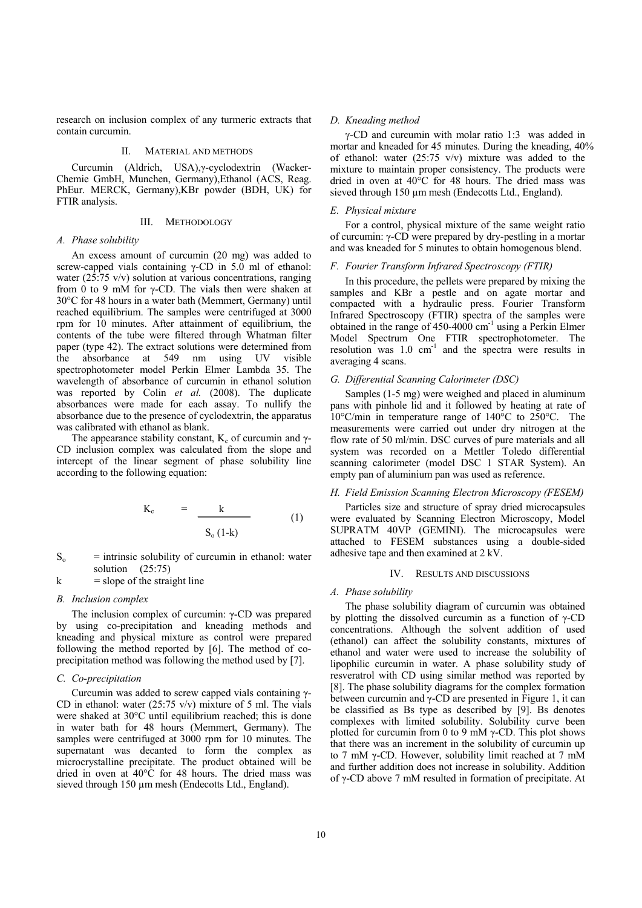research on inclusion complex of any turmeric extracts that contain curcumin.

## II. Material and Methods

Curcumin (Aldrich, USA),γ-cyclodextrin (Wacker-Chemie GmbH, Munchen, Germany),Ethanol (ACS, Reag. PhEur. MERCK, Germany),KBr powder (BDH, UK) for FTIR analysis.

## III. Methodology

### *A. Phase solubility*

An excess amount of curcumin (20 mg) was added to screw-capped vials containing γ-CD in 5.0 ml of ethanol: water (25:75 v/v) solution at various concentrations, ranging from 0 to 9 mM for γ-CD. The vials then were shaken at 30°C for 48 hours in a water bath (Memmert, Germany) until reached equilibrium. The samples were centrifuged at 3000 rpm for 10 minutes. After attainment of equilibrium, the contents of the tube were filtered through Whatman filter paper (type 42). The extract solutions were determined from the absorbance at 549 nm using UV visible spectrophotometer model Perkin Elmer Lambda 35. The wavelength of absorbance of curcumin in ethanol solution was reported by Colin *et al.* (2008). The duplicate absorbances were made for each assay. To nullify the absorbance due to the presence of cyclodextrin, the apparatus was calibrated with ethanol as blank.

The appearance stability constant, $K_c$ of curcumin and γ-CD inclusion complex was calculated from the slope and intercept of the linear segment of phase solubility line according to the following equation:

$$K_c = \frac{k}{S_o\,(1-k)} \qquad (1)$$

$S_o$ = intrinsic solubility of curcumin in ethanol: water solution (25:75)

k = slope of the straight line

### *B. Inclusion complex*

The inclusion complex of curcumin: γ-CD was prepared by using co-precipitation and kneading methods and kneading and physical mixture as control were prepared following the method reported by [6]. The method of co-precipitation method was following the method used by [7].

### *C. Co-precipitation*

Curcumin was added to screw capped vials containing γ-CD in ethanol: water (25:75 v/v) mixture of 5 ml. The vials were shaked at 30°C until equilibrium reached; this is done in water bath for 48 hours (Memmert, Germany). The samples were centrifuged at 3000 rpm for 10 minutes. The supernatant was decanted to form the complex as microcrystalline precipitate. The product obtained will be dried in oven at 40°C for 48 hours. The dried mass was sieved through 150 µm mesh (Endecotts Ltd., England).

### *D. Kneading method*

γ-CD and curcumin with molar ratio 1:3 was added in mortar and kneaded for 45 minutes. During the kneading, 40% of ethanol: water (25:75 v/v) mixture was added to the mixture to maintain proper consistency. The products were dried in oven at 40°C for 48 hours. The dried mass was sieved through 150 µm mesh (Endecotts Ltd., England).

### *E. Physical mixture*

For a control, physical mixture of the same weight ratio of curcumin: γ-CD were prepared by dry-pestling in a mortar and was kneaded for 5 minutes to obtain homogenous blend.

### *F. Fourier Transform Infrared Spectroscopy (FTIR)*

In this procedure, the pellets were prepared by mixing the samples and KBr a pestle and on agate mortar and compacted with a hydraulic press. Fourier Transform Infrared Spectroscopy (FTIR) spectra of the samples were obtained in the range of 450-4000 $cm^{-1}$ using a Perkin Elmer Model Spectrum One FTIR spectrophotometer. The resolution was 1.0 $cm^{-1}$ and the spectra were results in averaging 4 scans.

### *G. Differential Scanning Calorimeter (DSC)*

Samples (1-5 mg) were weighed and placed in aluminum pans with pinhole lid and it followed by heating at rate of 10°C/min in temperature range of 140°C to 250°C. The measurements were carried out under dry nitrogen at the flow rate of 50 ml/min. DSC curves of pure materials and all system was recorded on a Mettler Toledo differential scanning calorimeter (model DSC 1 STAR System). An empty pan of aluminium pan was used as reference.

### *H. Field Emission Scanning Electron Microscopy (FESEM)*

Particles size and structure of spray dried microcapsules were evaluated by Scanning Electron Microscopy, Model SUPRATM 40VP (GEMINI). The microcapsules were attached to FESEM substances using a double-sided adhesive tape and then examined at 2 kV.

## IV. Results and Discussions

### *A. Phase solubility*

The phase solubility diagram of curcumin was obtained by plotting the dissolved curcumin as a function of γ-CD concentrations. Although the solvent addition of used (ethanol) can affect the solubility constants, mixtures of ethanol and water were used to increase the solubility of lipophilic curcumin in water. A phase solubility study of resveratrol with CD using similar method was reported by [8]. The phase solubility diagrams for the complex formation between curcumin and γ-CD are presented in Figure 1, it can be classified as Bs type as described by [9]. Bs denotes complexes with limited solubility. Solubility curve been plotted for curcumin from 0 to 9 mM γ-CD. This plot shows that there was an increment in the solubility of curcumin up to 7 mM γ-CD. However, solubility limit reached at 7 mM and further addition does not increase in solubility. Addition of γ-CD above 7 mM resulted in formation of precipitate. At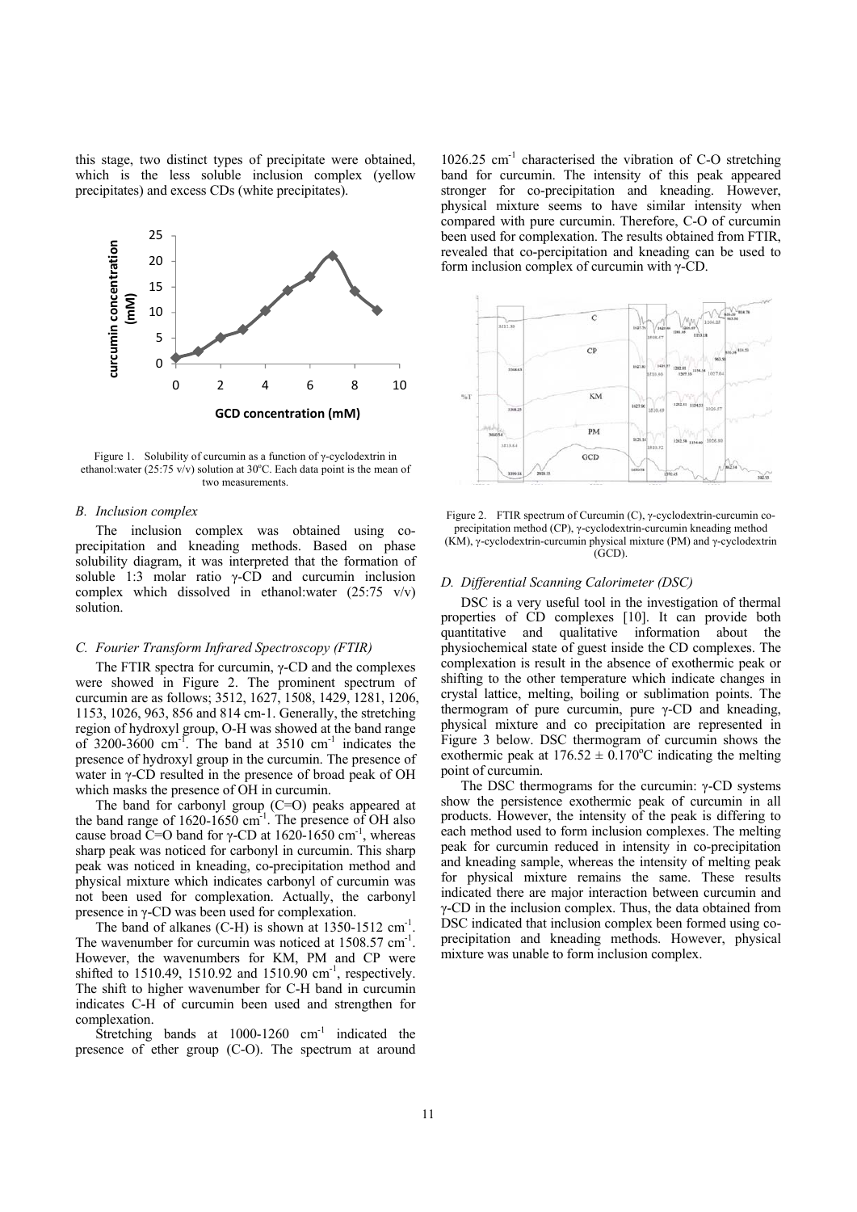this stage, two distinct types of precipitate were obtained, which is the less soluble inclusion complex (yellow precipitates) and excess CDs (white precipitates).

Figure 1. Solubility of curcumin as a function of γ-cyclodextrin in ethanol:water (25:75 v/v) solution at 30°C. Each data point is the mean of two measurements.

### *B. Inclusion complex*

The inclusion complex was obtained using co-precipitation and kneading methods. Based on phase solubility diagram, it was interpreted that the formation of soluble 1:3 molar ratio γ-CD and curcumin inclusion complex which dissolved in ethanol:water (25:75 v/v) solution.

### *C. Fourier Transform Infrared Spectroscopy (FTIR)*

The FTIR spectra for curcumin, γ-CD and the complexes were showed in Figure 2. The prominent spectrum of curcumin are as follows; 3512, 1627, 1508, 1429, 1281, 1206, 1153, 1026, 963, 856 and 814 cm-1. Generally, the stretching region of hydroxyl group, O-H was showed at the band range of 3200-3600 $cm^{-1}$. The band at 3510 $cm^{-1}$ indicates the presence of hydroxyl group in the curcumin. The presence of water in γ-CD resulted in the presence of broad peak of OH which masks the presence of OH in curcumin.

The band for carbonyl group (C=O) peaks appeared at the band range of 1620-1650 $cm^{-1}$. The presence of OH also cause broad C=O band for γ-CD at 1620-1650 $cm^{-1}$, whereas sharp peak was noticed for carbonyl in curcumin. This sharp peak was noticed in kneading, co-precipitation method and physical mixture which indicates carbonyl of curcumin was not been used for complexation. Actually, the carbonyl presence in γ-CD was been used for complexation.

The band of alkanes (C-H) is shown at 1350-1512 $cm^{-1}$. The wavenumber for curcumin was noticed at 1508.57 $cm^{-1}$. However, the wavenumbers for KM, PM and CP were shifted to 1510.49, 1510.92 and 1510.90 $cm^{-1}$, respectively. The shift to higher wavenumber for C-H band in curcumin indicates C-H of curcumin been used and strengthen for complexation.

Stretching bands at 1000-1260 $cm^{-1}$ indicated the presence of ether group (C-O). The spectrum at around 1026.25 $cm^{-1}$ characterised the vibration of C-O stretching band for curcumin. The intensity of this peak appeared stronger for co-precipitation and kneading. However, physical mixture seems to have similar intensity when compared with pure curcumin. Therefore, C-O of curcumin been used for complexation. The results obtained from FTIR, revealed that co-percipitation and kneading can be used to form inclusion complex of curcumin with γ-CD.

Figure 2. FTIR spectrum of Curcumin (C), γ-cyclodextrin-curcumin co-precipitation method (CP), γ-cyclodextrin-curcumin kneading method (KM), γ-cyclodextrin-curcumin physical mixture (PM) and γ-cyclodextrin (GCD).

### *D. Differential Scanning Calorimeter (DSC)*

DSC is a very useful tool in the investigation of thermal properties of CD complexes [10]. It can provide both quantitative and qualitative information about the physiochemical state of guest inside the CD complexes. The complexation is result in the absence of exothermic peak or shifting to the other temperature which indicate changes in crystal lattice, melting, boiling or sublimation points. The thermogram of pure curcumin, pure γ-CD and kneading, physical mixture and co precipitation are represented in Figure 3 below. DSC thermogram of curcumin shows the exothermic peak at 176.52 ± 0.170°C indicating the melting point of curcumin.

The DSC thermograms for the curcumin: γ-CD systems show the persistence exothermic peak of curcumin in all products. However, the intensity of the peak is differing to each method used to form inclusion complexes. The melting peak for curcumin reduced in intensity in co-precipitation and kneading sample, whereas the intensity of melting peak for physical mixture remains the same. These results indicated there are major interaction between curcumin and γ-CD in the inclusion complex. Thus, the data obtained from DSC indicated that inclusion complex been formed using co-precipitation and kneading methods. However, physical mixture was unable to form inclusion complex.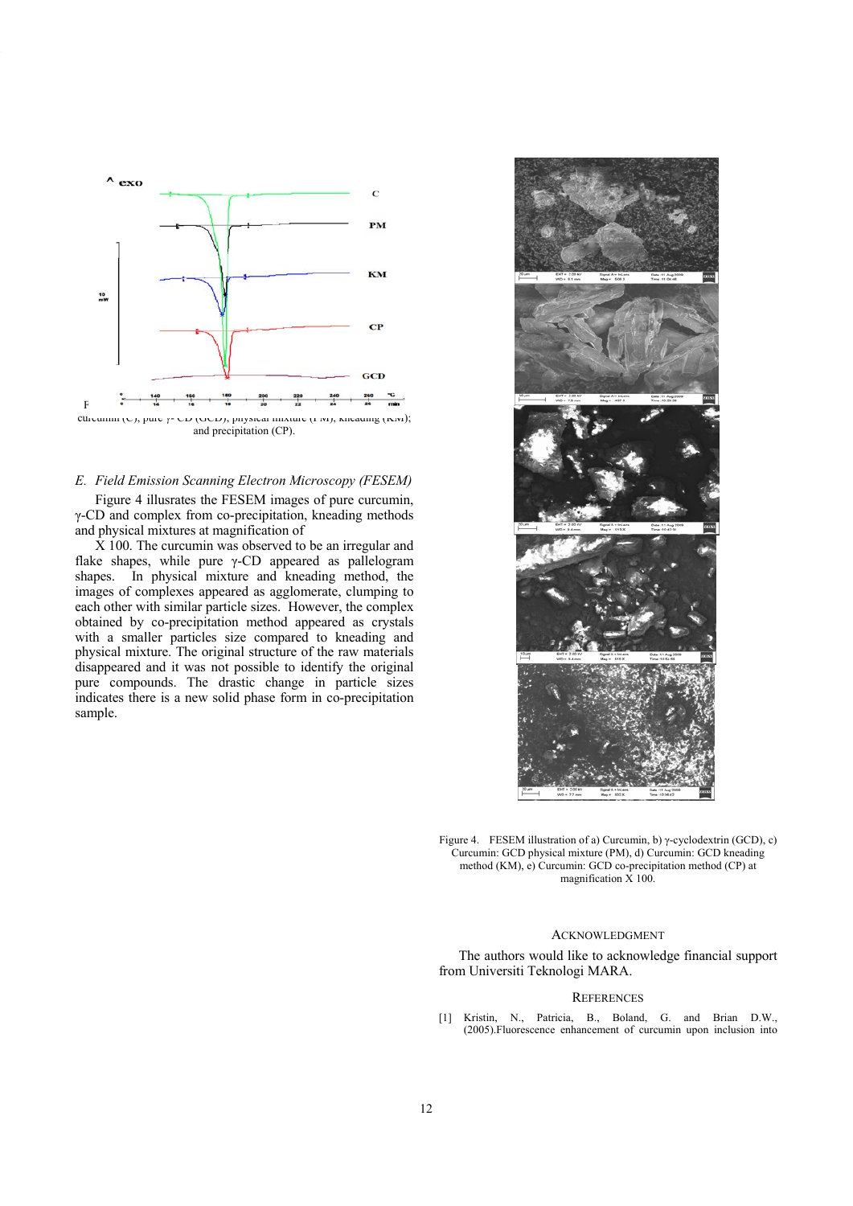F
curcumin (C), pure γ- CD (GCD), physical mixture (PM), kneading (KM); and precipitation (CP).

### *E. Field Emission Scanning Electron Microscopy (FESEM)*

Figure 4 illusrates the FESEM images of pure curcumin, γ-CD and complex from co-precipitation, kneading methods and physical mixtures at magnification of

X 100. The curcumin was observed to be an irregular and flake shapes, while pure γ-CD appeared as pallelogram shapes. In physical mixture and kneading method, the images of complexes appeared as agglomerate, clumping to each other with similar particle sizes. However, the complex obtained by co-precipitation method appeared as crystals with a smaller particles size compared to kneading and physical mixture. The original structure of the raw materials disappeared and it was not possible to identify the original pure compounds. The drastic change in particle sizes indicates there is a new solid phase form in co-precipitation sample.

Figure 4. FESEM illustration of a) Curcumin, b) γ-cyclodextrin (GCD), c) Curcumin: GCD physical mixture (PM), d) Curcumin: GCD kneading method (KM), e) Curcumin: GCD co-precipitation method (CP) at magnification X 100.

## ACKNOWLEDGMENT

The authors would like to acknowledge financial support from Universiti Teknologi MARA.

## REFERENCES

[1] Kristin, N., Patricia, B., Boland, G. and Brian D.W., (2005).Fluorescence enhancement of curcumin upon inclusion into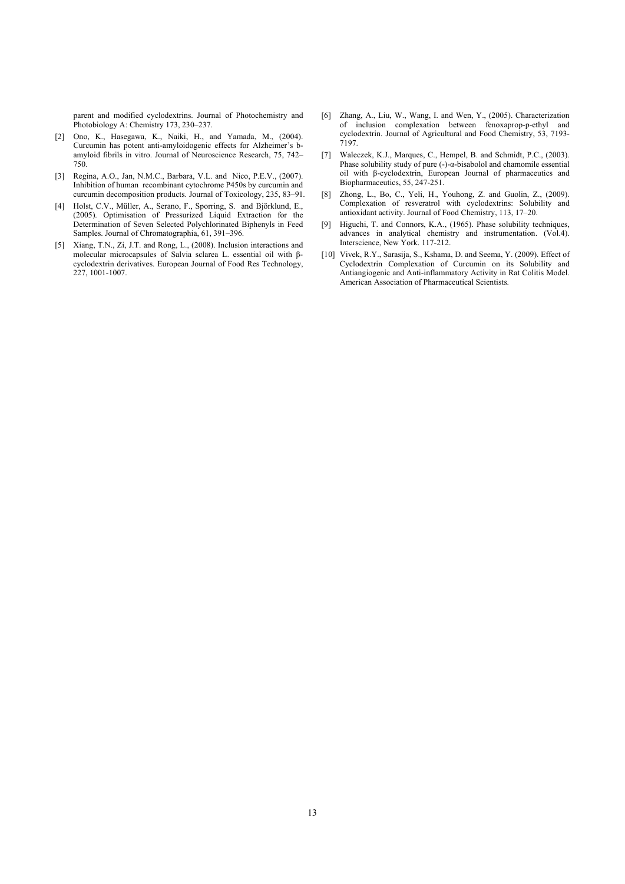parent and modified cyclodextrins. Journal of Photochemistry and Photobiology A: Chemistry 173, 230–237.

[2] Ono, K., Hasegawa, K., Naiki, H., and Yamada, M., (2004). Curcumin has potent anti-amyloidogenic effects for Alzheimer's b-amyloid fibrils in vitro. Journal of Neuroscience Research, 75, 742–750.

[3] Regina, A.O., Jan, N.M.C., Barbara, V.L. and Nico, P.E.V., (2007). Inhibition of human recombinant cytochrome P450s by curcumin and curcumin decomposition products. Journal of Toxicology, 235, 83–91.

[4] Holst, C.V., Müller, A., Serano, F., Sporring, S. and Björklund, E., (2005). Optimisation of Pressurized Liquid Extraction for the Determination of Seven Selected Polychlorinated Biphenyls in Feed Samples. Journal of Chromatographia, 61, 391–396.

[5] Xiang, T.N., Zi, J.T. and Rong, L., (2008). Inclusion interactions and molecular microcapsules of Salvia sclarea L. essential oil with β-cyclodextrin derivatives. European Journal of Food Res Technology, 227, 1001-1007.

[6] Zhang, A., Liu, W., Wang, I. and Wen, Y., (2005). Characterization of inclusion complexation between fenoxaprop-p-ethyl and cyclodextrin. Journal of Agricultural and Food Chemistry, 53, 7193-7197.

[7] Waleczek, K.J., Marques, C., Hempel, B. and Schmidt, P.C., (2003). Phase solubility study of pure (-)-α-bisabolol and chamomile essential oil with β-cyclodextrin, European Journal of pharmaceutics and Biopharmaceutics, 55, 247-251.

[8] Zhong, L., Bo, C., Yeli, H., Youhong, Z. and Guolin, Z., (2009). Complexation of resveratrol with cyclodextrins: Solubility and antioxidant activity. Journal of Food Chemistry, 113, 17–20.

[9] Higuchi, T. and Connors, K.A., (1965). Phase solubility techniques, advances in analytical chemistry and instrumentation. (Vol.4). Interscience, New York. 117-212.

[10] Vivek, R.Y., Sarasija, S., Kshama, D. and Seema, Y. (2009). Effect of Cyclodextrin Complexation of Curcumin on its Solubility and Antiangiogenic and Anti-inflammatory Activity in Rat Colitis Model. American Association of Pharmaceutical Scientists.